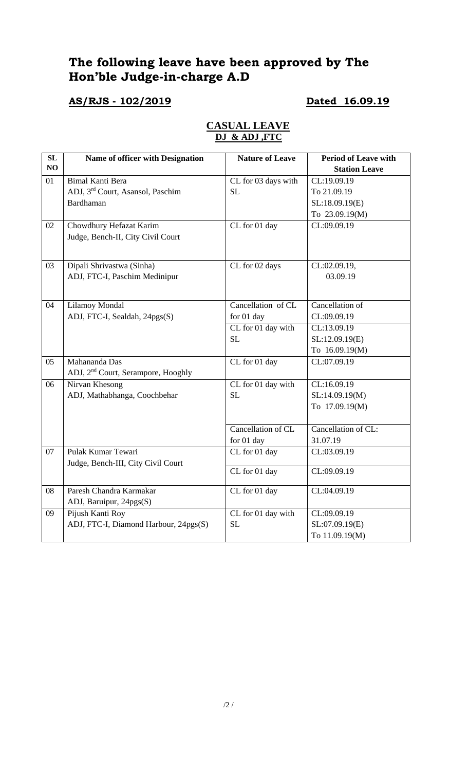# The following leave have been approved by The Hon'ble Judge-in-charge A.D

**AS/RJS - 102/2019** **Dated 16.09.19**

## CASUAL LEAVE
### DJ & ADJ ,FTC

| SL NO | Name of officer with Designation | Nature of Leave | Period of Leave with Station Leave |
|---|---|---|---|
| 01 | Bimal Kanti Bera<br>ADJ, 3rd Court, Asansol, Paschim Bardhaman | CL for 03 days with SL | CL:19.09.19<br>To 21.09.19<br>SL:18.09.19(E)<br>To 23.09.19(M) |
| 02 | Chowdhury Hefazat Karim<br>Judge, Bench-II, City Civil Court | CL for 01 day | CL:09.09.19 |
| 03 | Dipali Shrivastwa (Sinha)<br>ADJ, FTC-I, Paschim Medinipur | CL for 02 days | CL:02.09.19,<br>03.09.19 |
| 04 | Lilamoy Mondal<br>ADJ, FTC-I, Sealdah, 24pgs(S) | Cancellation of CL for 01 day | Cancellation of CL:09.09.19 |
| | | CL for 01 day with SL | CL:13.09.19<br>SL:12.09.19(E)<br>To 16.09.19(M) |
| 05 | Mahananda Das<br>ADJ, 2nd Court, Serampore, Hooghly | CL for 01 day | CL:07.09.19 |
| 06 | Nirvan Khesong<br>ADJ, Mathabhanga, Coochbehar | CL for 01 day with SL | CL:16.09.19<br>SL:14.09.19(M)<br>To 17.09.19(M) |
| | | Cancellation of CL for 01 day | Cancellation of CL:<br>31.07.19 |
| 07 | Pulak Kumar Tewari<br>Judge, Bench-III, City Civil Court | CL for 01 day | CL:03.09.19 |
| | | CL for 01 day | CL:09.09.19 |
| 08 | Paresh Chandra Karmakar<br>ADJ, Baruipur, 24pgs(S) | CL for 01 day | CL:04.09.19 |
| 09 | Pijush Kanti Roy<br>ADJ, FTC-I, Diamond Harbour, 24pgs(S) | CL for 01 day with SL | CL:09.09.19<br>SL:07.09.19(E)<br>To 11.09.19(M) |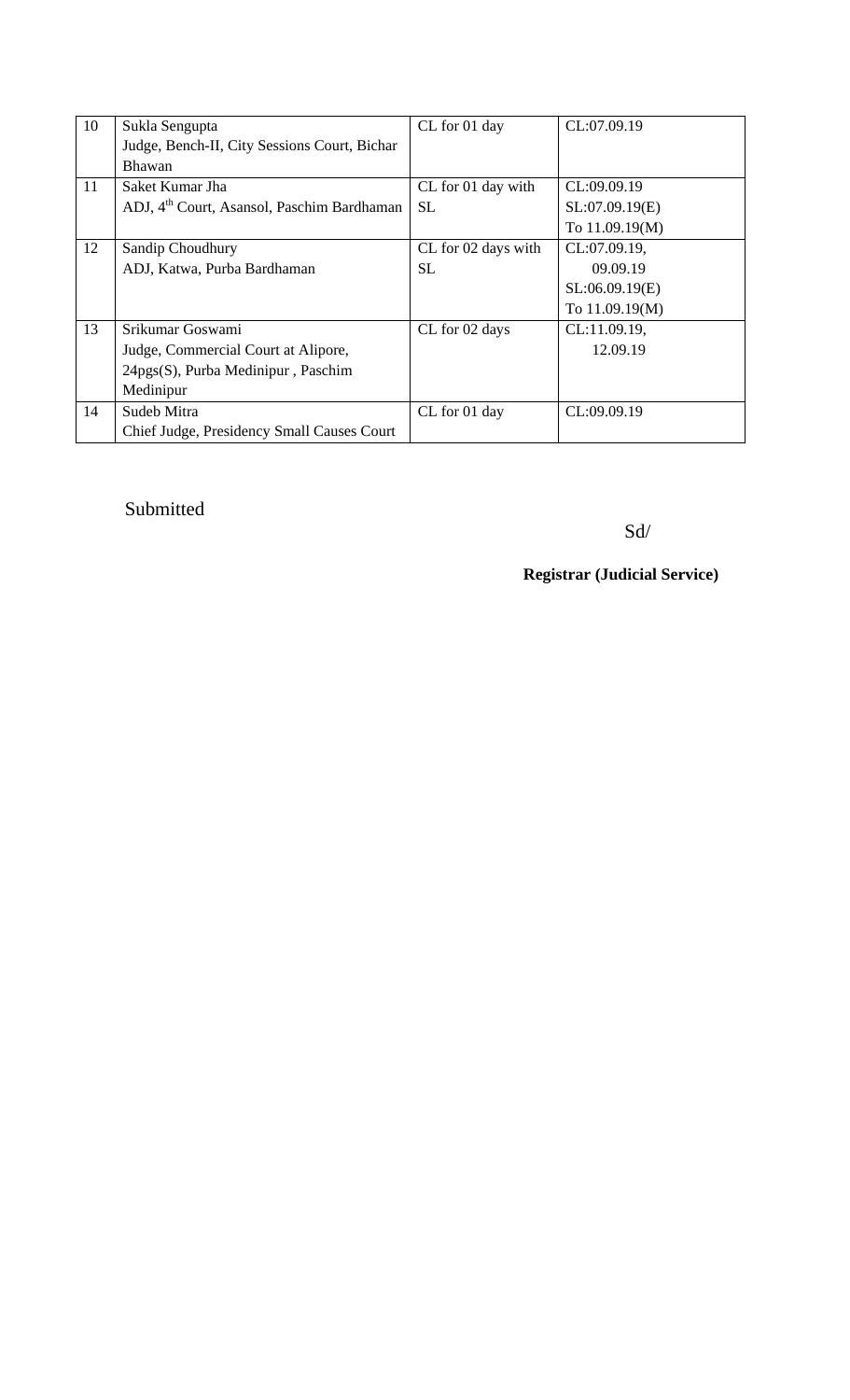| 10 | Sukla Sengupta<br>Judge, Bench-II, City Sessions Court, Bichar Bhawan | CL for 01 day | CL:07.09.19 |
|---|---|---|---|
| 11 | Saket Kumar Jha<br>ADJ, 4th Court, Asansol, Paschim Bardhaman | CL for 01 day with SL | CL:09.09.19<br>SL:07.09.19(E)<br>To 11.09.19(M) |
| 12 | Sandip Choudhury<br>ADJ, Katwa, Purba Bardhaman | CL for 02 days with SL | CL:07.09.19,<br>09.09.19<br>SL:06.09.19(E)<br>To 11.09.19(M) |
| 13 | Srikumar Goswami<br>Judge, Commercial Court at Alipore, 24pgs(S), Purba Medinipur , Paschim Medinipur | CL for 02 days | CL:11.09.19,<br>12.09.19 |
| 14 | Sudeb Mitra<br>Chief Judge, Presidency Small Causes Court | CL for 01 day | CL:09.09.19 |

Submitted

Sd/

**Registrar (Judicial Service)**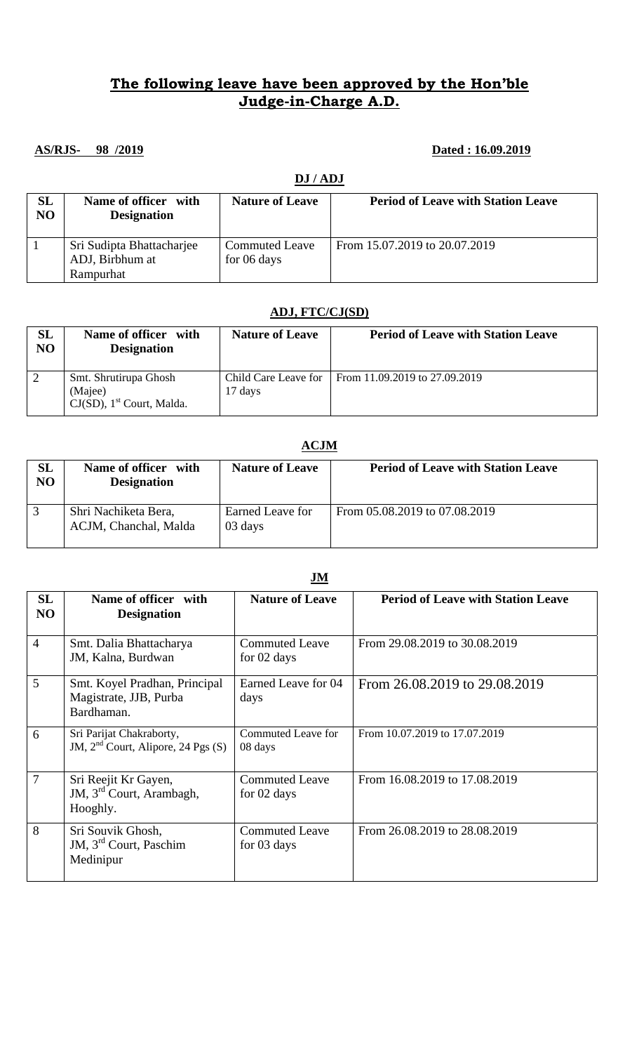## **The following leave have been approved by the Hon'ble Judge-in-Charge A.D.**

**AS/RJS- 98 /2019** **Dated : 16.09.2019**

**DJ / ADJ**

| SL NO | Name of officer with Designation | Nature of Leave | Period of Leave with Station Leave |
|---|---|---|---|
| 1 | Sri Sudipta Bhattacharjee ADJ, Birbhum at Rampurhat | Commuted Leave for 06 days | From 15.07.2019 to 20.07.2019 |

**ADJ, FTC/CJ(SD)**

| SL NO | Name of officer with Designation | Nature of Leave | Period of Leave with Station Leave |
|---|---|---|---|
| 2 | Smt. Shrutirupa Ghosh (Majee) CJ(SD), 1st Court, Malda. | Child Care Leave for 17 days | From 11.09.2019 to 27.09.2019 |

**ACJM**

| SL NO | Name of officer with Designation | Nature of Leave | Period of Leave with Station Leave |
|---|---|---|---|
| 3 | Shri Nachiketa Bera, ACJM, Chanchal, Malda | Earned Leave for 03 days | From 05.08.2019 to 07.08.2019 |

**JM**

| SL NO | Name of officer with Designation | Nature of Leave | Period of Leave with Station Leave |
|---|---|---|---|
| 4 | Smt. Dalia Bhattacharya JM, Kalna, Burdwan | Commuted Leave for 02 days | From 29.08.2019 to 30.08.2019 |
| 5 | Smt. Koyel Pradhan, Principal Magistrate, JJB, Purba Bardhaman. | Earned Leave for 04 days | From 26.08.2019 to 29.08.2019 |
| 6 | Sri Parijat Chakraborty, JM, 2nd Court, Alipore, 24 Pgs (S) | Commuted Leave for 08 days | From 10.07.2019 to 17.07.2019 |
| 7 | Sri Reejit Kr Gayen, JM, 3rd Court, Arambagh, Hooghly. | Commuted Leave for 02 days | From 16.08.2019 to 17.08.2019 |
| 8 | Sri Souvik Ghosh, JM, 3rd Court, Paschim Medinipur | Commuted Leave for 03 days | From 26.08.2019 to 28.08.2019 |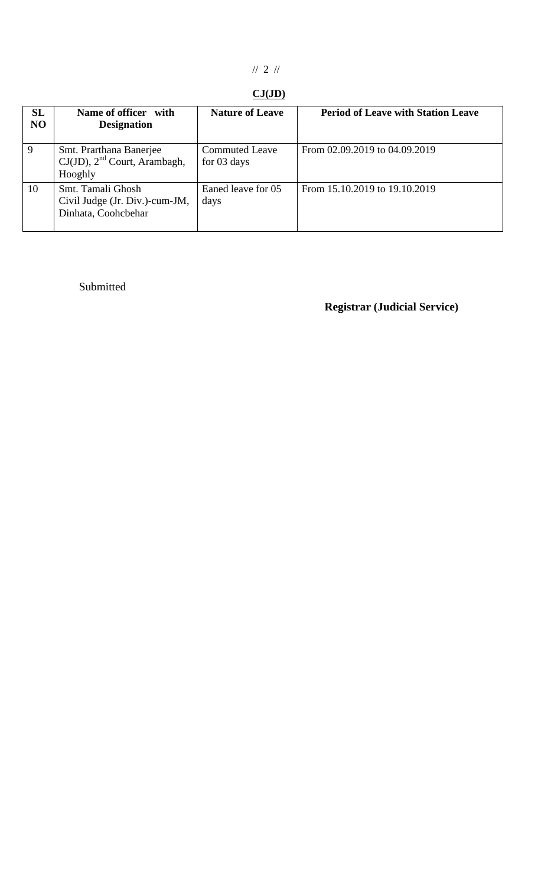**CJ(JD)**

| SL NO | Name of officer with Designation | Nature of Leave | Period of Leave with Station Leave |
|---|---|---|---|
| 9 | Smt. Prarthana Banerjee CJ(JD), 2nd Court, Arambagh, Hooghly | Commuted Leave for 03 days | From 02.09.2019 to 04.09.2019 |
| 10 | Smt. Tamali Ghosh Civil Judge (Jr. Div.)-cum-JM, Dinhata, Coohcbehar | Eaned leave for 05 days | From 15.10.2019 to 19.10.2019 |

Submitted

**Registrar (Judicial Service)**